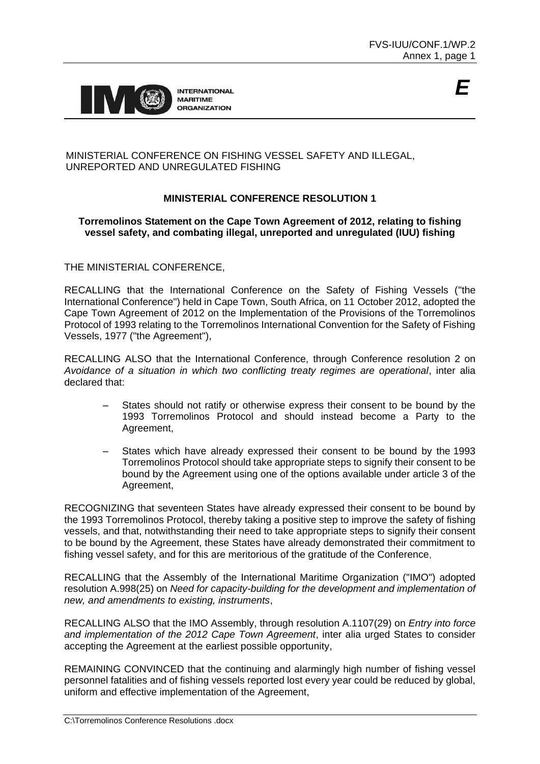MINISTERIAL CONFERENCE ON FISHING VESSEL SAFETY AND ILLEGAL, UNREPORTED AND UNREGULATED FISHING

## MINISTERIAL CONFERENCE RESOLUTION 1

### Torremolinos Statement on the Cape Town Agreement of 2012, relating to fishing vessel safety, and combating illegal, unreported and unregulated (IUU) fishing

THE MINISTERIAL CONFERENCE,

RECALLING that the International Conference on the Safety of Fishing Vessels ("the International Conference") held in Cape Town, South Africa, on 11 October 2012, adopted the Cape Town Agreement of 2012 on the Implementation of the Provisions of the Torremolinos Protocol of 1993 relating to the Torremolinos International Convention for the Safety of Fishing Vessels, 1977 ("the Agreement"),

RECALLING ALSO that the International Conference, through Conference resolution 2 on *Avoidance of a situation in which two conflicting treaty regimes are operational*, inter alia declared that:

- States should not ratify or otherwise express their consent to be bound by the 1993 Torremolinos Protocol and should instead become a Party to the Agreement,
- States which have already expressed their consent to be bound by the 1993 Torremolinos Protocol should take appropriate steps to signify their consent to be bound by the Agreement using one of the options available under article 3 of the Agreement,

RECOGNIZING that seventeen States have already expressed their consent to be bound by the 1993 Torremolinos Protocol, thereby taking a positive step to improve the safety of fishing vessels, and that, notwithstanding their need to take appropriate steps to signify their consent to be bound by the Agreement, these States have already demonstrated their commitment to fishing vessel safety, and for this are meritorious of the gratitude of the Conference,

RECALLING that the Assembly of the International Maritime Organization ("IMO") adopted resolution A.998(25) on *Need for capacity-building for the development and implementation of new, and amendments to existing, instruments*,

RECALLING ALSO that the IMO Assembly, through resolution A.1107(29) on *Entry into force and implementation of the 2012 Cape Town Agreement*, inter alia urged States to consider accepting the Agreement at the earliest possible opportunity,

REMAINING CONVINCED that the continuing and alarmingly high number of fishing vessel personnel fatalities and of fishing vessels reported lost every year could be reduced by global, uniform and effective implementation of the Agreement,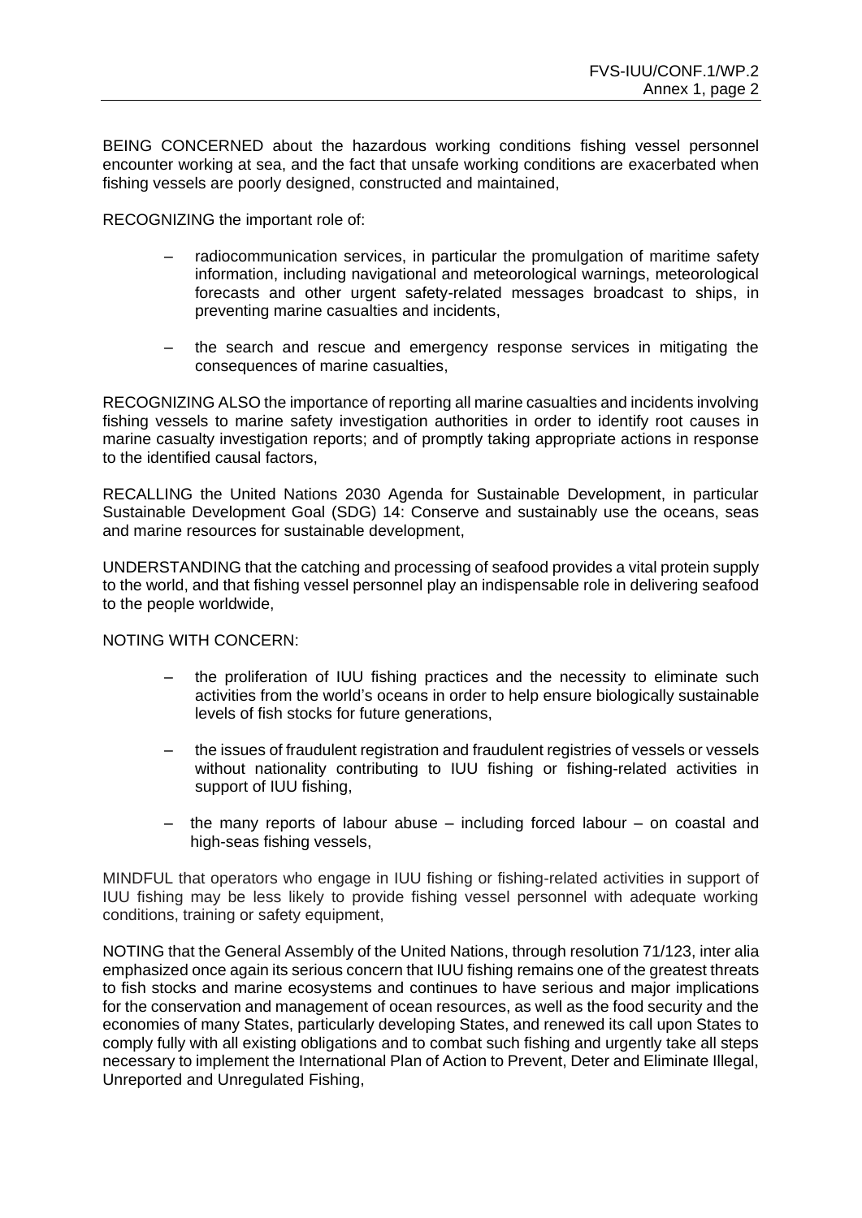BEING CONCERNED about the hazardous working conditions fishing vessel personnel encounter working at sea, and the fact that unsafe working conditions are exacerbated when fishing vessels are poorly designed, constructed and maintained,

RECOGNIZING the important role of:

- radiocommunication services, in particular the promulgation of maritime safety information, including navigational and meteorological warnings, meteorological forecasts and other urgent safety-related messages broadcast to ships, in preventing marine casualties and incidents,
- the search and rescue and emergency response services in mitigating the consequences of marine casualties,

RECOGNIZING ALSO the importance of reporting all marine casualties and incidents involving fishing vessels to marine safety investigation authorities in order to identify root causes in marine casualty investigation reports; and of promptly taking appropriate actions in response to the identified causal factors,

RECALLING the United Nations 2030 Agenda for Sustainable Development, in particular Sustainable Development Goal (SDG) 14: Conserve and sustainably use the oceans, seas and marine resources for sustainable development,

UNDERSTANDING that the catching and processing of seafood provides a vital protein supply to the world, and that fishing vessel personnel play an indispensable role in delivering seafood to the people worldwide,

NOTING WITH CONCERN:

- the proliferation of IUU fishing practices and the necessity to eliminate such activities from the world's oceans in order to help ensure biologically sustainable levels of fish stocks for future generations,
- the issues of fraudulent registration and fraudulent registries of vessels or vessels without nationality contributing to IUU fishing or fishing-related activities in support of IUU fishing,
- the many reports of labour abuse – including forced labour – on coastal and high-seas fishing vessels,

MINDFUL that operators who engage in IUU fishing or fishing-related activities in support of IUU fishing may be less likely to provide fishing vessel personnel with adequate working conditions, training or safety equipment,

NOTING that the General Assembly of the United Nations, through resolution 71/123, inter alia emphasized once again its serious concern that IUU fishing remains one of the greatest threats to fish stocks and marine ecosystems and continues to have serious and major implications for the conservation and management of ocean resources, as well as the food security and the economies of many States, particularly developing States, and renewed its call upon States to comply fully with all existing obligations and to combat such fishing and urgently take all steps necessary to implement the International Plan of Action to Prevent, Deter and Eliminate Illegal, Unreported and Unregulated Fishing,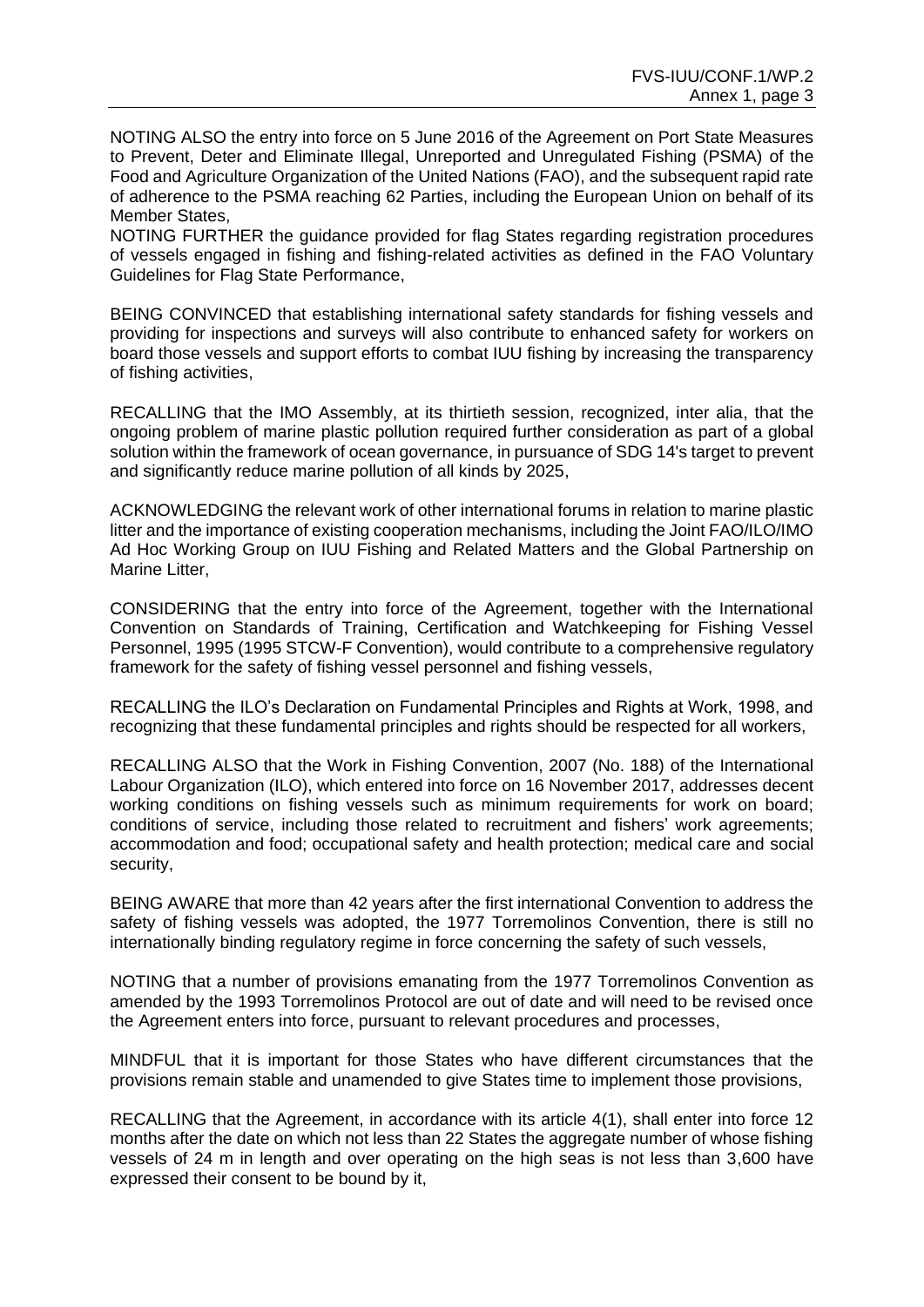NOTING ALSO the entry into force on 5 June 2016 of the Agreement on Port State Measures to Prevent, Deter and Eliminate Illegal, Unreported and Unregulated Fishing (PSMA) of the Food and Agriculture Organization of the United Nations (FAO), and the subsequent rapid rate of adherence to the PSMA reaching 62 Parties, including the European Union on behalf of its Member States,

NOTING FURTHER the guidance provided for flag States regarding registration procedures of vessels engaged in fishing and fishing-related activities as defined in the FAO Voluntary Guidelines for Flag State Performance,

BEING CONVINCED that establishing international safety standards for fishing vessels and providing for inspections and surveys will also contribute to enhanced safety for workers on board those vessels and support efforts to combat IUU fishing by increasing the transparency of fishing activities,

RECALLING that the IMO Assembly, at its thirtieth session, recognized, inter alia, that the ongoing problem of marine plastic pollution required further consideration as part of a global solution within the framework of ocean governance, in pursuance of SDG 14's target to prevent and significantly reduce marine pollution of all kinds by 2025,

ACKNOWLEDGING the relevant work of other international forums in relation to marine plastic litter and the importance of existing cooperation mechanisms, including the Joint FAO/ILO/IMO Ad Hoc Working Group on IUU Fishing and Related Matters and the Global Partnership on Marine Litter,

CONSIDERING that the entry into force of the Agreement, together with the International Convention on Standards of Training, Certification and Watchkeeping for Fishing Vessel Personnel, 1995 (1995 STCW-F Convention), would contribute to a comprehensive regulatory framework for the safety of fishing vessel personnel and fishing vessels,

RECALLING the ILO's Declaration on Fundamental Principles and Rights at Work, 1998, and recognizing that these fundamental principles and rights should be respected for all workers,

RECALLING ALSO that the Work in Fishing Convention, 2007 (No. 188) of the International Labour Organization (ILO), which entered into force on 16 November 2017, addresses decent working conditions on fishing vessels such as minimum requirements for work on board; conditions of service, including those related to recruitment and fishers' work agreements; accommodation and food; occupational safety and health protection; medical care and social security,

BEING AWARE that more than 42 years after the first international Convention to address the safety of fishing vessels was adopted, the 1977 Torremolinos Convention, there is still no internationally binding regulatory regime in force concerning the safety of such vessels,

NOTING that a number of provisions emanating from the 1977 Torremolinos Convention as amended by the 1993 Torremolinos Protocol are out of date and will need to be revised once the Agreement enters into force, pursuant to relevant procedures and processes,

MINDFUL that it is important for those States who have different circumstances that the provisions remain stable and unamended to give States time to implement those provisions,

RECALLING that the Agreement, in accordance with its article 4(1), shall enter into force 12 months after the date on which not less than 22 States the aggregate number of whose fishing vessels of 24 m in length and over operating on the high seas is not less than 3,600 have expressed their consent to be bound by it,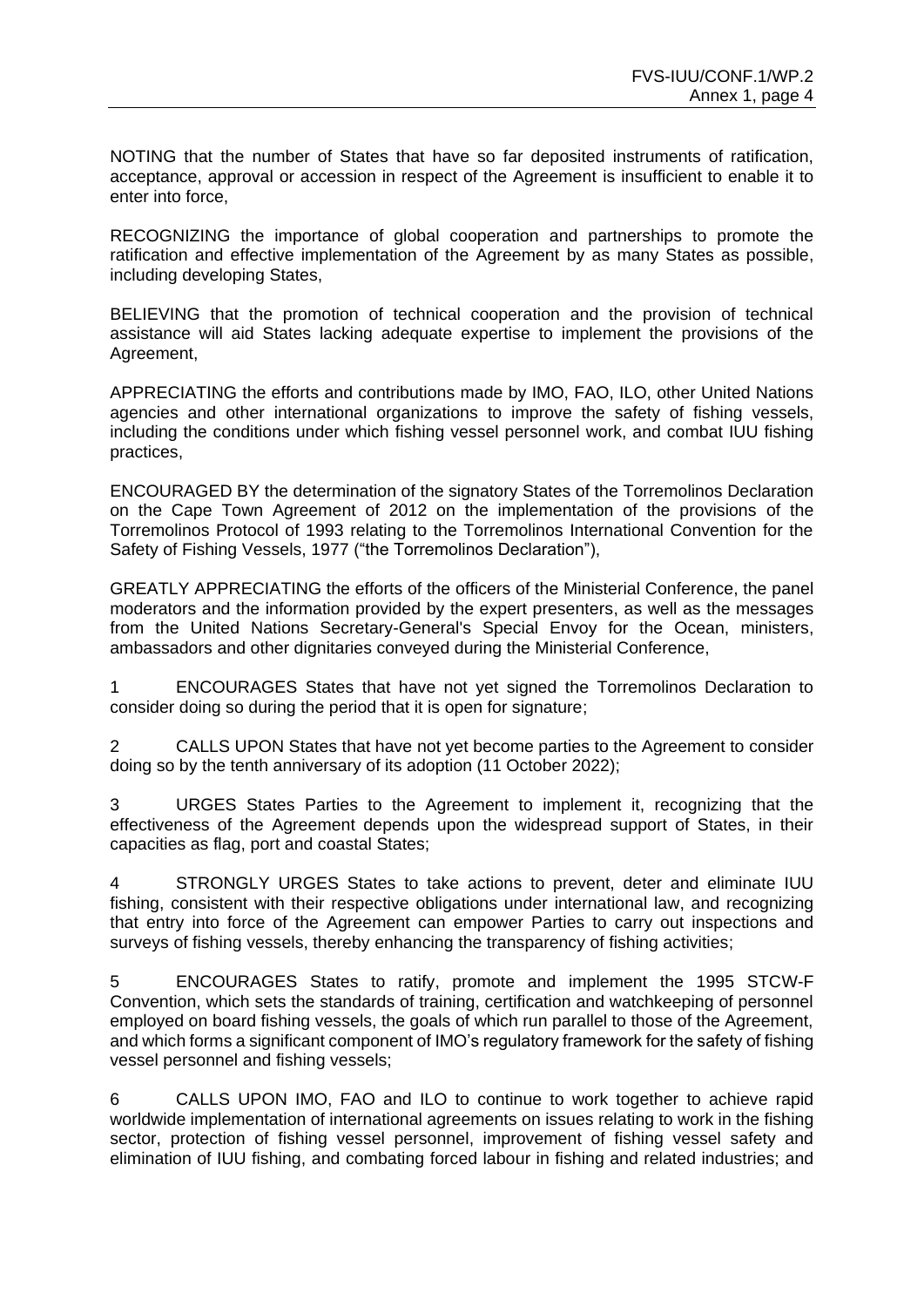NOTING that the number of States that have so far deposited instruments of ratification, acceptance, approval or accession in respect of the Agreement is insufficient to enable it to enter into force,

RECOGNIZING the importance of global cooperation and partnerships to promote the ratification and effective implementation of the Agreement by as many States as possible, including developing States,

BELIEVING that the promotion of technical cooperation and the provision of technical assistance will aid States lacking adequate expertise to implement the provisions of the Agreement,

APPRECIATING the efforts and contributions made by IMO, FAO, ILO, other United Nations agencies and other international organizations to improve the safety of fishing vessels, including the conditions under which fishing vessel personnel work, and combat IUU fishing practices,

ENCOURAGED BY the determination of the signatory States of the Torremolinos Declaration on the Cape Town Agreement of 2012 on the implementation of the provisions of the Torremolinos Protocol of 1993 relating to the Torremolinos International Convention for the Safety of Fishing Vessels, 1977 ("the Torremolinos Declaration"),

GREATLY APPRECIATING the efforts of the officers of the Ministerial Conference, the panel moderators and the information provided by the expert presenters, as well as the messages from the United Nations Secretary-General's Special Envoy for the Ocean, ministers, ambassadors and other dignitaries conveyed during the Ministerial Conference,

1 ENCOURAGES States that have not yet signed the Torremolinos Declaration to consider doing so during the period that it is open for signature;

2 CALLS UPON States that have not yet become parties to the Agreement to consider doing so by the tenth anniversary of its adoption (11 October 2022);

3 URGES States Parties to the Agreement to implement it, recognizing that the effectiveness of the Agreement depends upon the widespread support of States, in their capacities as flag, port and coastal States;

4 STRONGLY URGES States to take actions to prevent, deter and eliminate IUU fishing, consistent with their respective obligations under international law, and recognizing that entry into force of the Agreement can empower Parties to carry out inspections and surveys of fishing vessels, thereby enhancing the transparency of fishing activities;

5 ENCOURAGES States to ratify, promote and implement the 1995 STCW-F Convention, which sets the standards of training, certification and watchkeeping of personnel employed on board fishing vessels, the goals of which run parallel to those of the Agreement, and which forms a significant component of IMO's regulatory framework for the safety of fishing vessel personnel and fishing vessels;

6 CALLS UPON IMO, FAO and ILO to continue to work together to achieve rapid worldwide implementation of international agreements on issues relating to work in the fishing sector, protection of fishing vessel personnel, improvement of fishing vessel safety and elimination of IUU fishing, and combating forced labour in fishing and related industries; and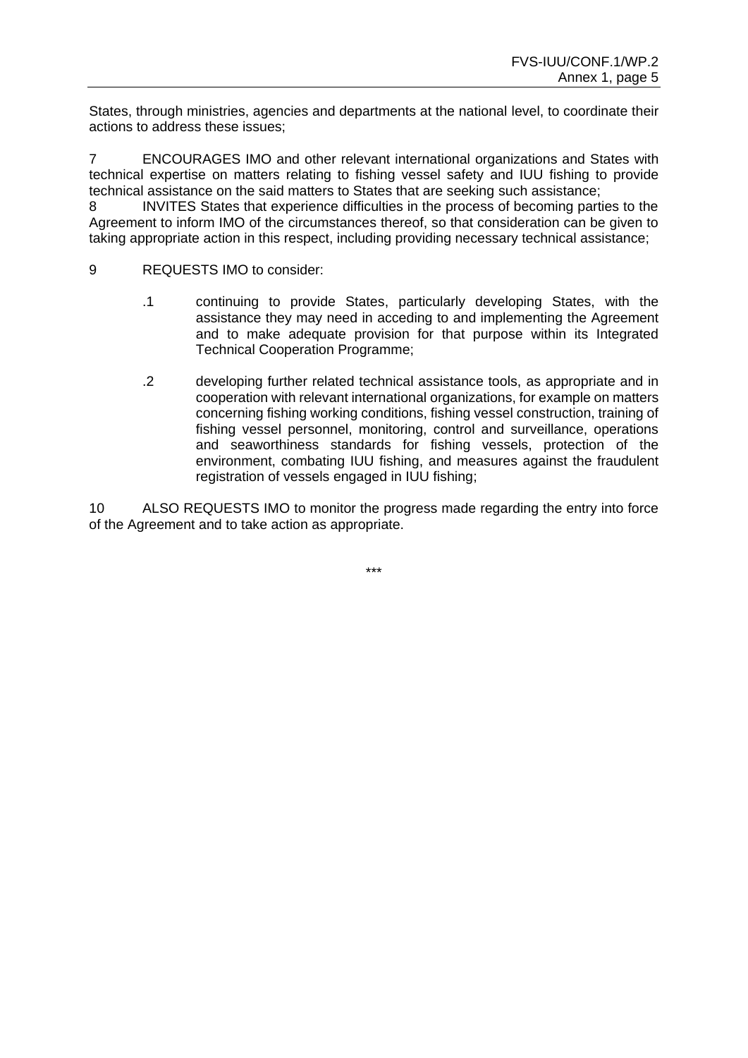States, through ministries, agencies and departments at the national level, to coordinate their actions to address these issues;

7 ENCOURAGES IMO and other relevant international organizations and States with technical expertise on matters relating to fishing vessel safety and IUU fishing to provide technical assistance on the said matters to States that are seeking such assistance;

8 INVITES States that experience difficulties in the process of becoming parties to the Agreement to inform IMO of the circumstances thereof, so that consideration can be given to taking appropriate action in this respect, including providing necessary technical assistance;

9 REQUESTS IMO to consider:

.1 continuing to provide States, particularly developing States, with the assistance they may need in acceding to and implementing the Agreement and to make adequate provision for that purpose within its Integrated Technical Cooperation Programme;

.2 developing further related technical assistance tools, as appropriate and in cooperation with relevant international organizations, for example on matters concerning fishing working conditions, fishing vessel construction, training of fishing vessel personnel, monitoring, control and surveillance, operations and seaworthiness standards for fishing vessels, protection of the environment, combating IUU fishing, and measures against the fraudulent registration of vessels engaged in IUU fishing;

10 ALSO REQUESTS IMO to monitor the progress made regarding the entry into force of the Agreement and to take action as appropriate.

***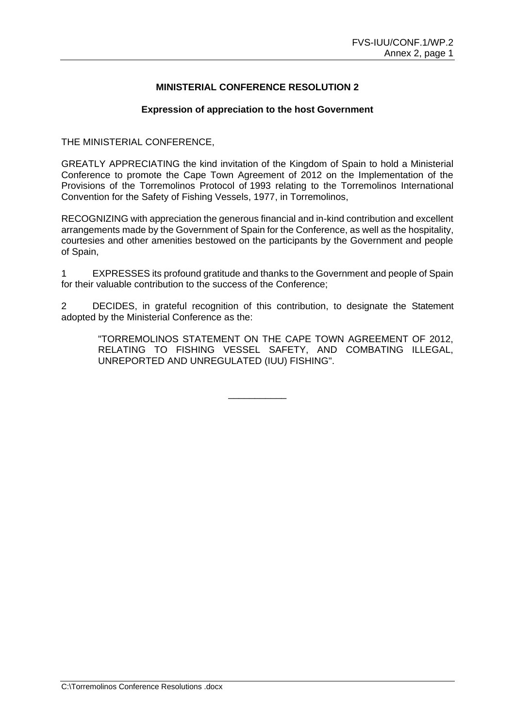# MINISTERIAL CONFERENCE RESOLUTION 2

## Expression of appreciation to the host Government

THE MINISTERIAL CONFERENCE,

GREATLY APPRECIATING the kind invitation of the Kingdom of Spain to hold a Ministerial Conference to promote the Cape Town Agreement of 2012 on the Implementation of the Provisions of the Torremolinos Protocol of 1993 relating to the Torremolinos International Convention for the Safety of Fishing Vessels, 1977, in Torremolinos,

RECOGNIZING with appreciation the generous financial and in-kind contribution and excellent arrangements made by the Government of Spain for the Conference, as well as the hospitality, courtesies and other amenities bestowed on the participants by the Government and people of Spain,

1 EXPRESSES its profound gratitude and thanks to the Government and people of Spain for their valuable contribution to the success of the Conference;

2 DECIDES, in grateful recognition of this contribution, to designate the Statement adopted by the Ministerial Conference as the:

> "TORREMOLINOS STATEMENT ON THE CAPE TOWN AGREEMENT OF 2012, RELATING TO FISHING VESSEL SAFETY, AND COMBATING ILLEGAL, UNREPORTED AND UNREGULATED (IUU) FISHING".

___________